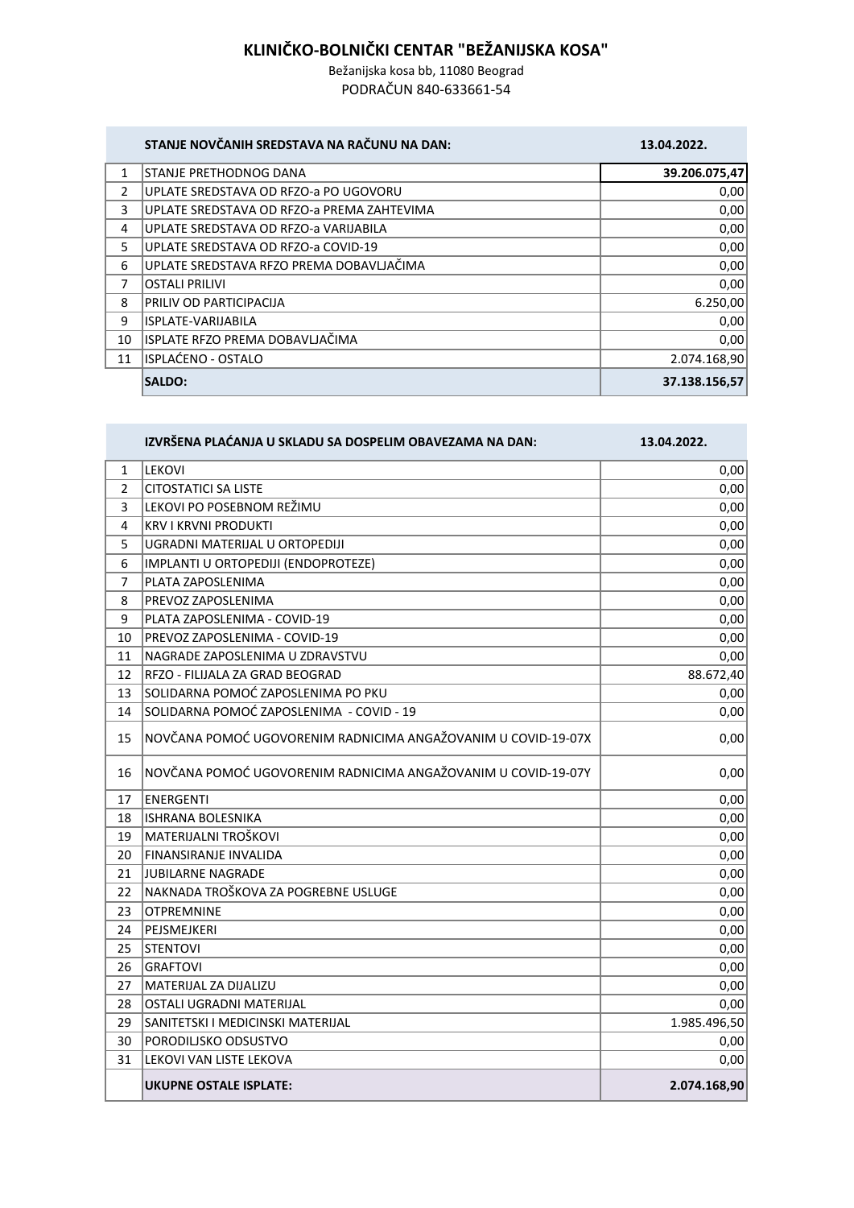# KLINIČKO-BOLNIČKI CENTAR "BEŽANIJSKA KOSA"

Bežanijska kosa bb, 11080 Beograd

PODRAČUN 840-633661-54

| | STANJE NOVČANIH SREDSTAVA NA RAČUNU NA DAN: | 13.04.2022. |
|---|---|---|
| 1 | STANJE PRETHODNOG DANA | 39.206.075,47 |
| 2 | UPLATE SREDSTAVA OD RFZO-a PO UGOVORU | 0,00 |
| 3 | UPLATE SREDSTAVA OD RFZO-a PREMA ZAHTEVIMA | 0,00 |
| 4 | UPLATE SREDSTAVA OD RFZO-a VARIJABILA | 0,00 |
| 5 | UPLATE SREDSTAVA OD RFZO-a COVID-19 | 0,00 |
| 6 | UPLATE SREDSTAVA RFZO PREMA DOBAVLJAČIMA | 0,00 |
| 7 | OSTALI PRILIVI | 0,00 |
| 8 | PRILIV OD PARTICIPACIJA | 6.250,00 |
| 9 | ISPLATE-VARIJABILA | 0,00 |
| 10 | ISPLATE RFZO PREMA DOBAVLJAČIMA | 0,00 |
| 11 | ISPLAĆENO - OSTALO | 2.074.168,90 |
| | **SALDO:** | **37.138.156,57** |

| | IZVRŠENA PLAĆANJA U SKLADU SA DOSPELIM OBAVEZAMA NA DAN: | 13.04.2022. |
|---|---|---|
| 1 | LEKOVI | 0,00 |
| 2 | CITOSTATICI SA LISTE | 0,00 |
| 3 | LEKOVI PO POSEBNOM REŽIMU | 0,00 |
| 4 | KRV I KRVNI PRODUKTI | 0,00 |
| 5 | UGRADNI MATERIJAL U ORTOPEDIJI | 0,00 |
| 6 | IMPLANTI U ORTOPEDIJI (ENDOPROTEZE) | 0,00 |
| 7 | PLATA ZAPOSLENIMA | 0,00 |
| 8 | PREVOZ ZAPOSLENIMA | 0,00 |
| 9 | PLATA ZAPOSLENIMA - COVID-19 | 0,00 |
| 10 | PREVOZ ZAPOSLENIMA - COVID-19 | 0,00 |
| 11 | NAGRADE ZAPOSLENIMA U ZDRAVSTVU | 0,00 |
| 12 | RFZO - FILIJALA ZA GRAD BEOGRAD | 88.672,40 |
| 13 | SOLIDARNA POMOĆ ZAPOSLENIMA PO PKU | 0,00 |
| 14 | SOLIDARNA POMOĆ ZAPOSLENIMA - COVID - 19 | 0,00 |
| 15 | NOVČANA POMOĆ UGOVORENIM RADNICIMA ANGAŽOVANIM U COVID-19-07X | 0,00 |
| 16 | NOVČANA POMOĆ UGOVORENIM RADNICIMA ANGAŽOVANIM U COVID-19-07Y | 0,00 |
| 17 | ENERGENTI | 0,00 |
| 18 | ISHRANA BOLESNIKA | 0,00 |
| 19 | MATERIJALNI TROŠKOVI | 0,00 |
| 20 | FINANSIRANJE INVALIDA | 0,00 |
| 21 | JUBILARNE NAGRADE | 0,00 |
| 22 | NAKNADA TROŠKOVA ZA POGREBNE USLUGE | 0,00 |
| 23 | OTPREMNINE | 0,00 |
| 24 | PEJSMEJKERI | 0,00 |
| 25 | STENTOVI | 0,00 |
| 26 | GRAFTOVI | 0,00 |
| 27 | MATERIJAL ZA DIJALIZU | 0,00 |
| 28 | OSTALI UGRADNI MATERIJAL | 0,00 |
| 29 | SANITETSKI I MEDICINSKI MATERIJAL | 1.985.496,50 |
| 30 | PORODILJSKO ODSUSTVO | 0,00 |
| 31 | LEKOVI VAN LISTE LEKOVA | 0,00 |
| | **UKUPNE OSTALE ISPLATE:** | **2.074.168,90** |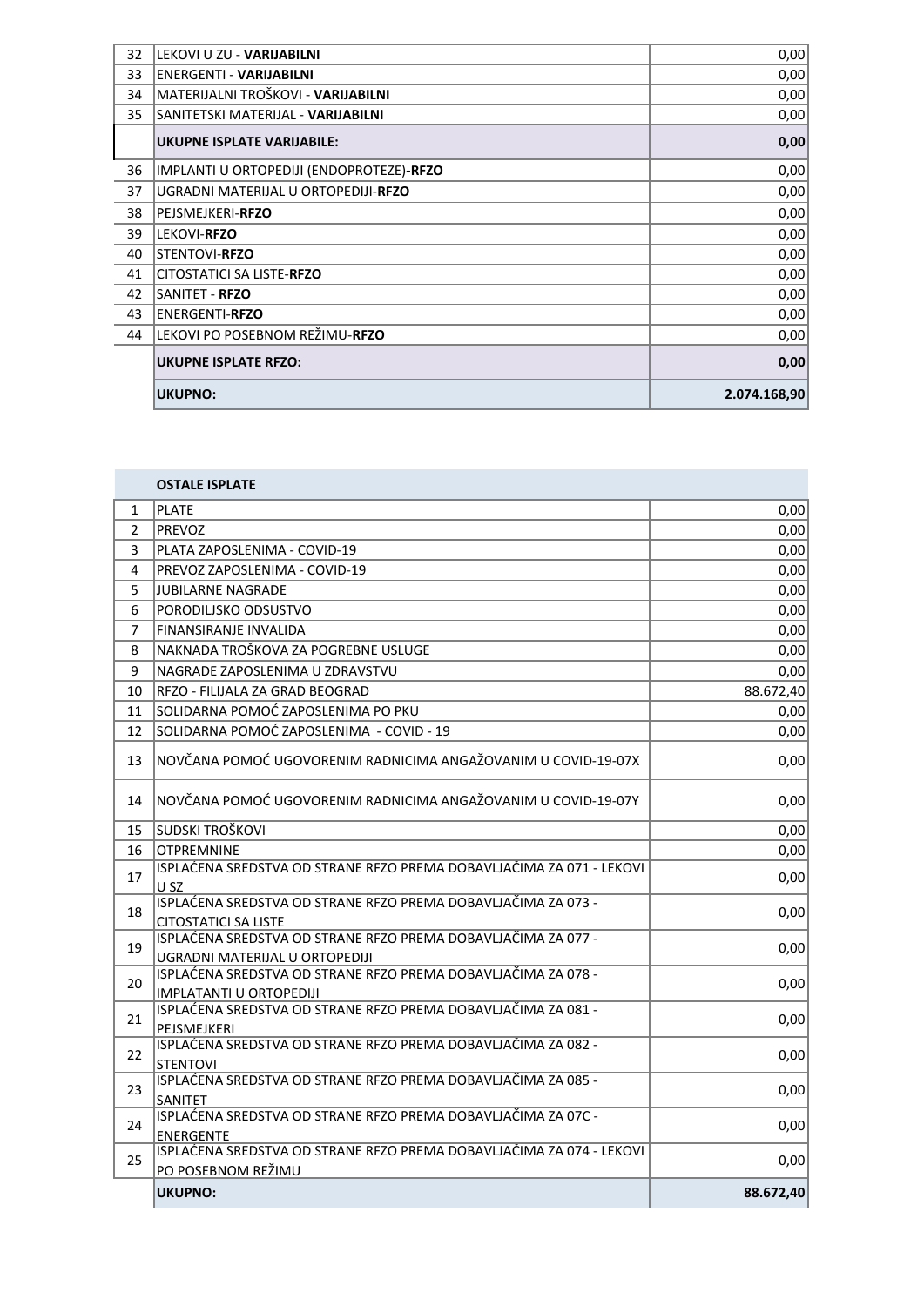| | | |
|---|---|---|
| 32 | LEKOVI U ZU - **VARIJABILNI** | 0,00 |
| 33 | ENERGENTI - **VARIJABILNI** | 0,00 |
| 34 | MATERIJALNI TROŠKOVI - **VARIJABILNI** | 0,00 |
| 35 | SANITETSKI MATERIJAL - **VARIJABILNI** | 0,00 |
| | **UKUPNE ISPLATE VARIJABILE:** | **0,00** |
| 36 | IMPLANTI U ORTOPEDIJI (ENDOPROTEZE)-**RFZO** | 0,00 |
| 37 | UGRADNI MATERIJAL U ORTOPEDIJI-**RFZO** | 0,00 |
| 38 | PEJSMEJKERI-**RFZO** | 0,00 |
| 39 | LEKOVI-**RFZO** | 0,00 |
| 40 | STENTOVI-**RFZO** | 0,00 |
| 41 | CITOSTATICI SA LISTE-**RFZO** | 0,00 |
| 42 | SANITET - **RFZO** | 0,00 |
| 43 | ENERGENTI-**RFZO** | 0,00 |
| 44 | LEKOVI PO POSEBNOM REŽIMU-**RFZO** | 0,00 |
| | **UKUPNE ISPLATE RFZO:** | **0,00** |
| | **UKUPNO:** | **2.074.168,90** |

| | **OSTALE ISPLATE** | |
|---|---|---|
| 1 | PLATE | 0,00 |
| 2 | PREVOZ | 0,00 |
| 3 | PLATA ZAPOSLENIMA - COVID-19 | 0,00 |
| 4 | PREVOZ ZAPOSLENIMA - COVID-19 | 0,00 |
| 5 | JUBILARNE NAGRADE | 0,00 |
| 6 | PORODILJSKO ODSUSTVO | 0,00 |
| 7 | FINANSIRANJE INVALIDA | 0,00 |
| 8 | NAKNADA TROŠKOVA ZA POGREBNE USLUGE | 0,00 |
| 9 | NAGRADE ZAPOSLENIMA U ZDRAVSTVU | 0,00 |
| 10 | RFZO - FILIJALA ZA GRAD BEOGRAD | 88.672,40 |
| 11 | SOLIDARNA POMOĆ ZAPOSLENIMA PO PKU | 0,00 |
| 12 | SOLIDARNA POMOĆ ZAPOSLENIMA - COVID - 19 | 0,00 |
| 13 | NOVČANA POMOĆ UGOVORENIM RADNICIMA ANGAŽOVANIM U COVID-19-07X | 0,00 |
| 14 | NOVČANA POMOĆ UGOVORENIM RADNICIMA ANGAŽOVANIM U COVID-19-07Y | 0,00 |
| 15 | SUDSKI TROŠKOVI | 0,00 |
| 16 | OTPREMNINE | 0,00 |
| 17 | ISPLAĆENA SREDSTVA OD STRANE RFZO PREMA DOBAVLJAČIMA ZA 071 - LEKOVI U SZ | 0,00 |
| 18 | ISPLAĆENA SREDSTVA OD STRANE RFZO PREMA DOBAVLJAČIMA ZA 073 - CITOSTATICI SA LISTE | 0,00 |
| 19 | ISPLAĆENA SREDSTVA OD STRANE RFZO PREMA DOBAVLJAČIMA ZA 077 - UGRADNI MATERIJAL U ORTOPEDIJI | 0,00 |
| 20 | ISPLAĆENA SREDSTVA OD STRANE RFZO PREMA DOBAVLJAČIMA ZA 078 - IMPLATANTI U ORTOPEDIJI | 0,00 |
| 21 | ISPLAĆENA SREDSTVA OD STRANE RFZO PREMA DOBAVLJAČIMA ZA 081 - PEJSMEJKERI | 0,00 |
| 22 | ISPLAĆENA SREDSTVA OD STRANE RFZO PREMA DOBAVLJAČIMA ZA 082 - STENTOVI | 0,00 |
| 23 | ISPLAĆENA SREDSTVA OD STRANE RFZO PREMA DOBAVLJAČIMA ZA 085 - SANITET | 0,00 |
| 24 | ISPLAĆENA SREDSTVA OD STRANE RFZO PREMA DOBAVLJAČIMA ZA 07C - ENERGENTE | 0,00 |
| 25 | ISPLAĆENA SREDSTVA OD STRANE RFZO PREMA DOBAVLJAČIMA ZA 074 - LEKOVI PO POSEBNOM REŽIMU | 0,00 |
| | **UKUPNO:** | **88.672,40** |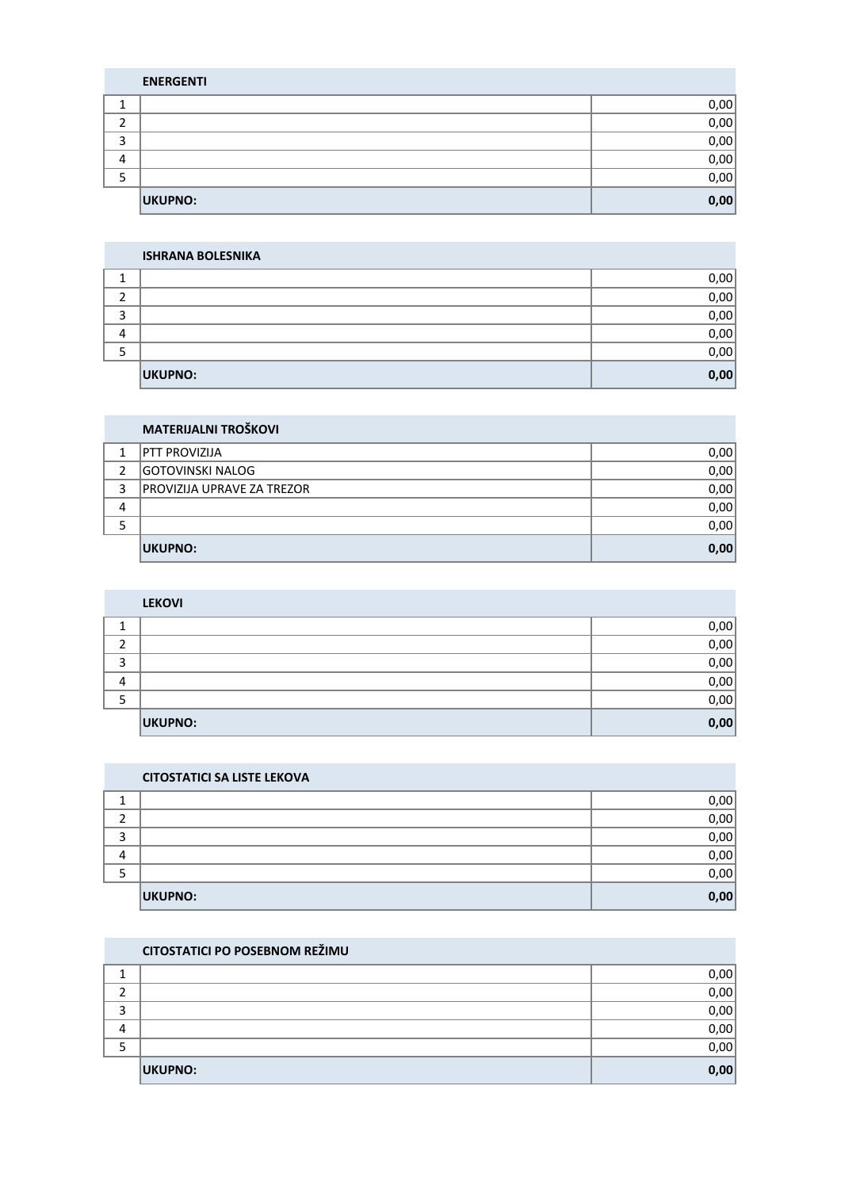| | ENERGENTI | |
|---|---|---|
| 1 | | 0,00 |
| 2 | | 0,00 |
| 3 | | 0,00 |
| 4 | | 0,00 |
| 5 | | 0,00 |
| | **UKUPNO:** | **0,00** |

| | ISHRANA BOLESNIKA | |
|---|---|---|
| 1 | | 0,00 |
| 2 | | 0,00 |
| 3 | | 0,00 |
| 4 | | 0,00 |
| 5 | | 0,00 |
| | **UKUPNO:** | **0,00** |

| | MATERIJALNI TROŠKOVI | |
|---|---|---|
| 1 | PTT PROVIZIJA | 0,00 |
| 2 | GOTOVINSKI NALOG | 0,00 |
| 3 | PROVIZIJA UPRAVE ZA TREZOR | 0,00 |
| 4 | | 0,00 |
| 5 | | 0,00 |
| | **UKUPNO:** | **0,00** |

| | LEKOVI | |
|---|---|---|
| 1 | | 0,00 |
| 2 | | 0,00 |
| 3 | | 0,00 |
| 4 | | 0,00 |
| 5 | | 0,00 |
| | **UKUPNO:** | **0,00** |

| | CITOSTATICI SA LISTE LEKOVA | |
|---|---|---|
| 1 | | 0,00 |
| 2 | | 0,00 |
| 3 | | 0,00 |
| 4 | | 0,00 |
| 5 | | 0,00 |
| | **UKUPNO:** | **0,00** |

| | CITOSTATICI PO POSEBNOM REŽIMU | |
|---|---|---|
| 1 | | 0,00 |
| 2 | | 0,00 |
| 3 | | 0,00 |
| 4 | | 0,00 |
| 5 | | 0,00 |
| | **UKUPNO:** | **0,00** |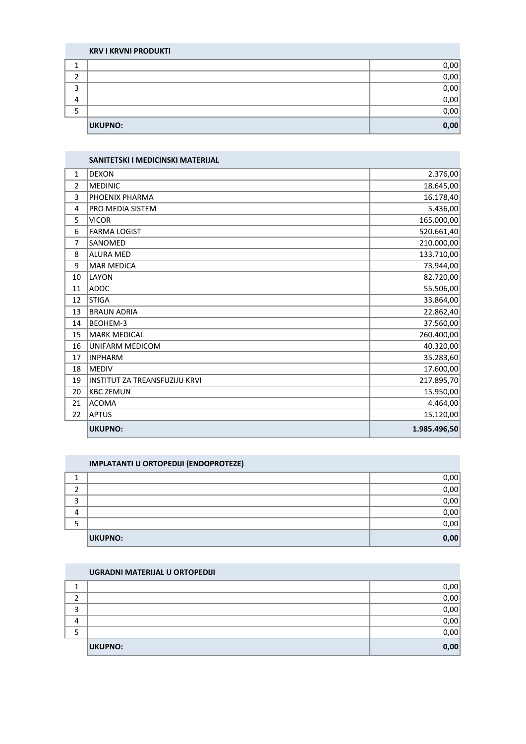| | KRV I KRVNI PRODUKTI | |
|---|---|---|
| 1 | | 0,00 |
| 2 | | 0,00 |
| 3 | | 0,00 |
| 4 | | 0,00 |
| 5 | | 0,00 |
| | **UKUPNO:** | **0,00** |

| | SANITETSKI I MEDICINSKI MATERIJAL | |
|---|---|---|
| 1 | DEXON | 2.376,00 |
| 2 | MEDINIC | 18.645,00 |
| 3 | PHOENIX PHARMA | 16.178,40 |
| 4 | PRO MEDIA SISTEM | 5.436,00 |
| 5 | VICOR | 165.000,00 |
| 6 | FARMA LOGIST | 520.661,40 |
| 7 | SANOMED | 210.000,00 |
| 8 | ALURA MED | 133.710,00 |
| 9 | MAR MEDICA | 73.944,00 |
| 10 | LAYON | 82.720,00 |
| 11 | ADOC | 55.506,00 |
| 12 | STIGA | 33.864,00 |
| 13 | BRAUN ADRIA | 22.862,40 |
| 14 | BEOHEM-3 | 37.560,00 |
| 15 | MARK MEDICAL | 260.400,00 |
| 16 | UNIFARM MEDICOM | 40.320,00 |
| 17 | INPHARM | 35.283,60 |
| 18 | MEDIV | 17.600,00 |
| 19 | INSTITUT ZA TREANSFUZIJU KRVI | 217.895,70 |
| 20 | KBC ZEMUN | 15.950,00 |
| 21 | ACOMA | 4.464,00 |
| 22 | APTUS | 15.120,00 |
| | **UKUPNO:** | **1.985.496,50** |

| | IMPLATANTI U ORTOPEDIJI (ENDOPROTEZE) | |
|---|---|---|
| 1 | | 0,00 |
| 2 | | 0,00 |
| 3 | | 0,00 |
| 4 | | 0,00 |
| 5 | | 0,00 |
| | **UKUPNO:** | **0,00** |

| | UGRADNI MATERIJAL U ORTOPEDIJI | |
|---|---|---|
| 1 | | 0,00 |
| 2 | | 0,00 |
| 3 | | 0,00 |
| 4 | | 0,00 |
| 5 | | 0,00 |
| | **UKUPNO:** | **0,00** |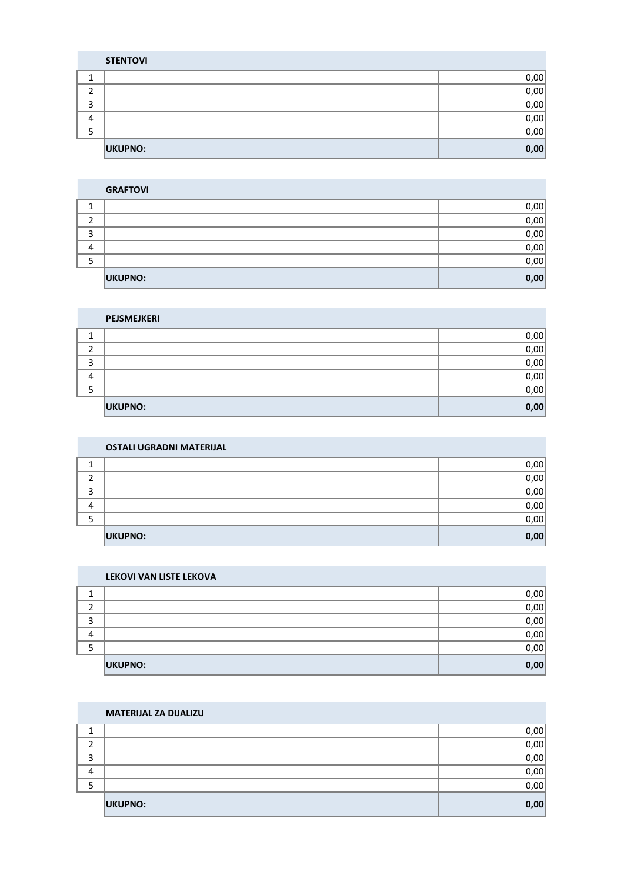| | STENTOVI | |
|---|---|---|
| 1 | | 0,00 |
| 2 | | 0,00 |
| 3 | | 0,00 |
| 4 | | 0,00 |
| 5 | | 0,00 |
| | **UKUPNO:** | **0,00** |

| | GRAFTOVI | |
|---|---|---|
| 1 | | 0,00 |
| 2 | | 0,00 |
| 3 | | 0,00 |
| 4 | | 0,00 |
| 5 | | 0,00 |
| | **UKUPNO:** | **0,00** |

| | PEJSMEJKERI | |
|---|---|---|
| 1 | | 0,00 |
| 2 | | 0,00 |
| 3 | | 0,00 |
| 4 | | 0,00 |
| 5 | | 0,00 |
| | **UKUPNO:** | **0,00** |

| | OSTALI UGRADNI MATERIJAL | |
|---|---|---|
| 1 | | 0,00 |
| 2 | | 0,00 |
| 3 | | 0,00 |
| 4 | | 0,00 |
| 5 | | 0,00 |
| | **UKUPNO:** | **0,00** |

| | LEKOVI VAN LISTE LEKOVA | |
|---|---|---|
| 1 | | 0,00 |
| 2 | | 0,00 |
| 3 | | 0,00 |
| 4 | | 0,00 |
| 5 | | 0,00 |
| | **UKUPNO:** | **0,00** |

| | MATERIJAL ZA DIJALIZU | |
|---|---|---|
| 1 | | 0,00 |
| 2 | | 0,00 |
| 3 | | 0,00 |
| 4 | | 0,00 |
| 5 | | 0,00 |
| | **UKUPNO:** | **0,00** |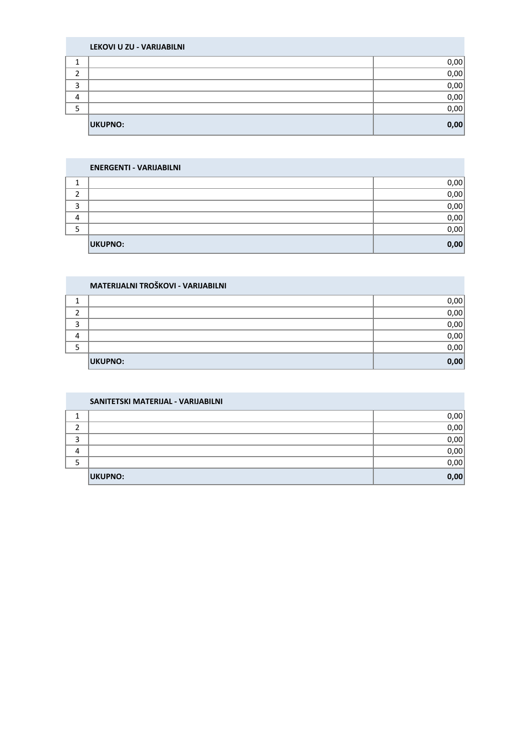| | LEKOVI U ZU - VARIJABILNI | |
|---|---|---|
| 1 | | 0,00 |
| 2 | | 0,00 |
| 3 | | 0,00 |
| 4 | | 0,00 |
| 5 | | 0,00 |
| | **UKUPNO:** | **0,00** |

| | ENERGENTI - VARIJABILNI | |
|---|---|---|
| 1 | | 0,00 |
| 2 | | 0,00 |
| 3 | | 0,00 |
| 4 | | 0,00 |
| 5 | | 0,00 |
| | **UKUPNO:** | **0,00** |

| | MATERIJALNI TROŠKOVI - VARIJABILNI | |
|---|---|---|
| 1 | | 0,00 |
| 2 | | 0,00 |
| 3 | | 0,00 |
| 4 | | 0,00 |
| 5 | | 0,00 |
| | **UKUPNO:** | **0,00** |

| | SANITETSKI MATERIJAL - VARIJABILNI | |
|---|---|---|
| 1 | | 0,00 |
| 2 | | 0,00 |
| 3 | | 0,00 |
| 4 | | 0,00 |
| 5 | | 0,00 |
| | **UKUPNO:** | **0,00** |